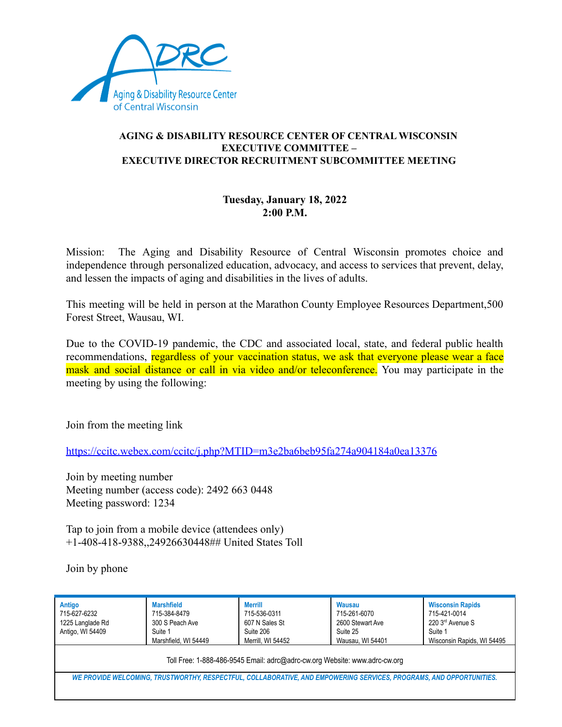**AGING & DISABILITY RESOURCE CENTER OF CENTRAL WISCONSIN**
**EXECUTIVE COMMITTEE –**
**EXECUTIVE DIRECTOR RECRUITMENT SUBCOMMITTEE MEETING**

**Tuesday, January 18, 2022**
**2:00 P.M.**

Mission: The Aging and Disability Resource of Central Wisconsin promotes choice and independence through personalized education, advocacy, and access to services that prevent, delay, and lessen the impacts of aging and disabilities in the lives of adults.

This meeting will be held in person at the Marathon County Employee Resources Department,500 Forest Street, Wausau, WI.

Due to the COVID-19 pandemic, the CDC and associated local, state, and federal public health recommendations, regardless of your vaccination status, we ask that everyone please wear a face mask and social distance or call in via video and/or teleconference. You may participate in the meeting by using the following:

Join from the meeting link

https://ccitc.webex.com/ccitc/j.php?MTID=m3e2ba6beb95fa274a904184a0ea13376

Join by meeting number
Meeting number (access code): 2492 663 0448
Meeting password: 1234

Tap to join from a mobile device (attendees only)
+1-408-418-9388,,24926630448## United States Toll

Join by phone

| Antigo | Marshfield | Merrill | Wausau | Wisconsin Rapids |
|---|---|---|---|---|
| 715-627-6232 | 715-384-8479 | 715-536-0311 | 715-261-6070 | 715-421-0014 |
| 1225 Langlade Rd | 300 S Peach Ave | 607 N Sales St | 2600 Stewart Ave | 220 3rd Avenue S |
| Antigo, WI 54409 | Suite 1 | Suite 206 | Suite 25 | Suite 1 |
| | Marshfield, WI 54449 | Merrill, WI 54452 | Wausau, WI 54401 | Wisconsin Rapids, WI 54495 |

Toll Free: 1-888-486-9545 Email: adrc@adrc-cw.org Website: www.adrc-cw.org

*WE PROVIDE WELCOMING, TRUSTWORTHY, RESPECTFUL, COLLABORATIVE, AND EMPOWERING SERVICES, PROGRAMS, AND OPPORTUNITIES.*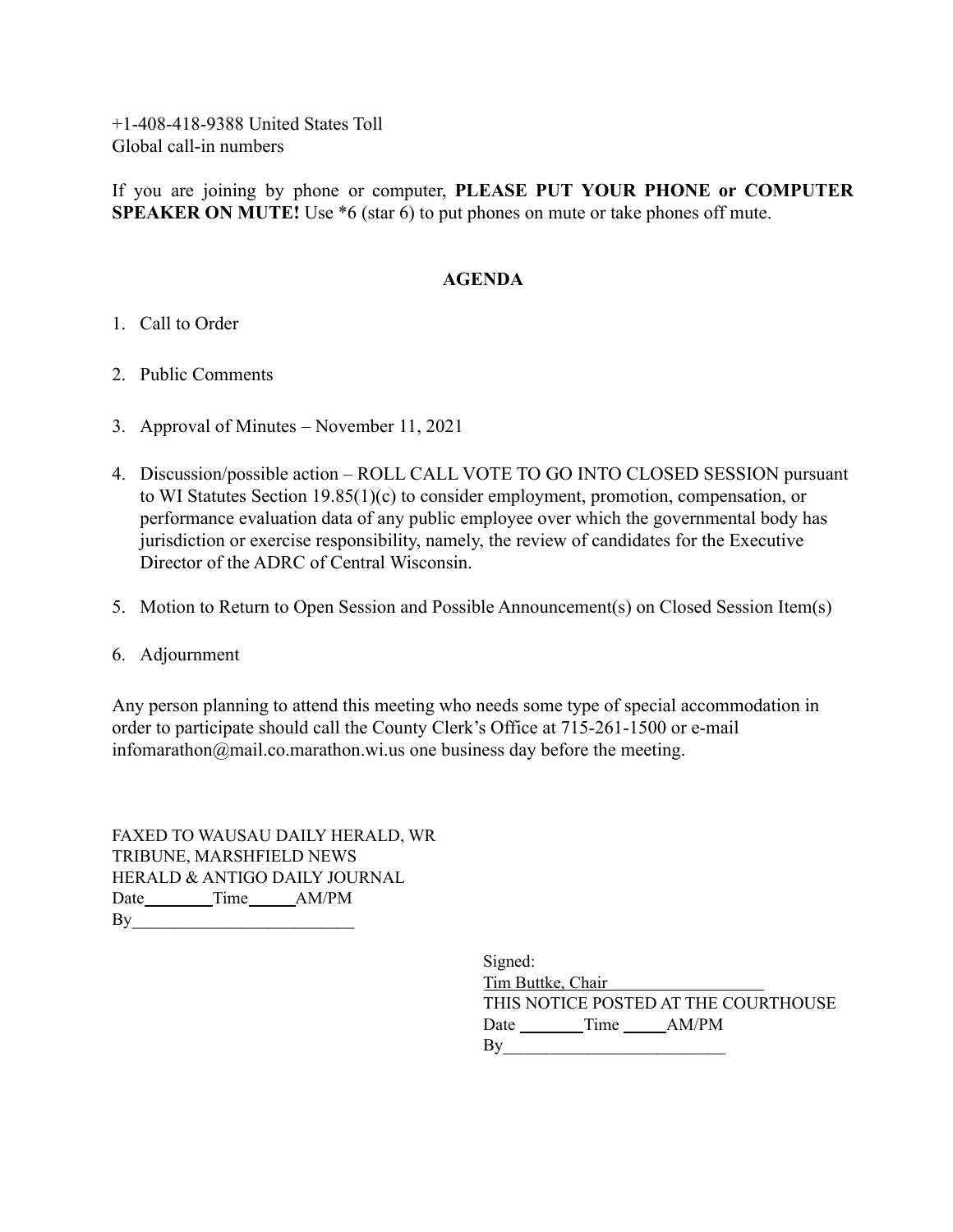+1-408-418-9388 United States Toll
Global call-in numbers

If you are joining by phone or computer, **PLEASE PUT YOUR PHONE or COMPUTER SPEAKER ON MUTE!** Use *6 (star 6) to put phones on mute or take phones off mute.

**AGENDA**

1. Call to Order

2. Public Comments

3. Approval of Minutes – November 11, 2021

4. Discussion/possible action – ROLL CALL VOTE TO GO INTO CLOSED SESSION pursuant to WI Statutes Section 19.85(1)(c) to consider employment, promotion, compensation, or performance evaluation data of any public employee over which the governmental body has jurisdiction or exercise responsibility, namely, the review of candidates for the Executive Director of the ADRC of Central Wisconsin.

5. Motion to Return to Open Session and Possible Announcement(s) on Closed Session Item(s)

6. Adjournment

Any person planning to attend this meeting who needs some type of special accommodation in order to participate should call the County Clerk's Office at 715-261-1500 or e-mail infomarathon@mail.co.marathon.wi.us one business day before the meeting.

FAXED TO WAUSAU DAILY HERALD, WR TRIBUNE, MARSHFIELD NEWS HERALD & ANTIGO DAILY JOURNAL
Date________Time_____AM/PM
By_________________________

Signed:
Tim Buttke, Chair
THIS NOTICE POSTED AT THE COURTHOUSE
Date ________Time _____AM/PM
By_________________________